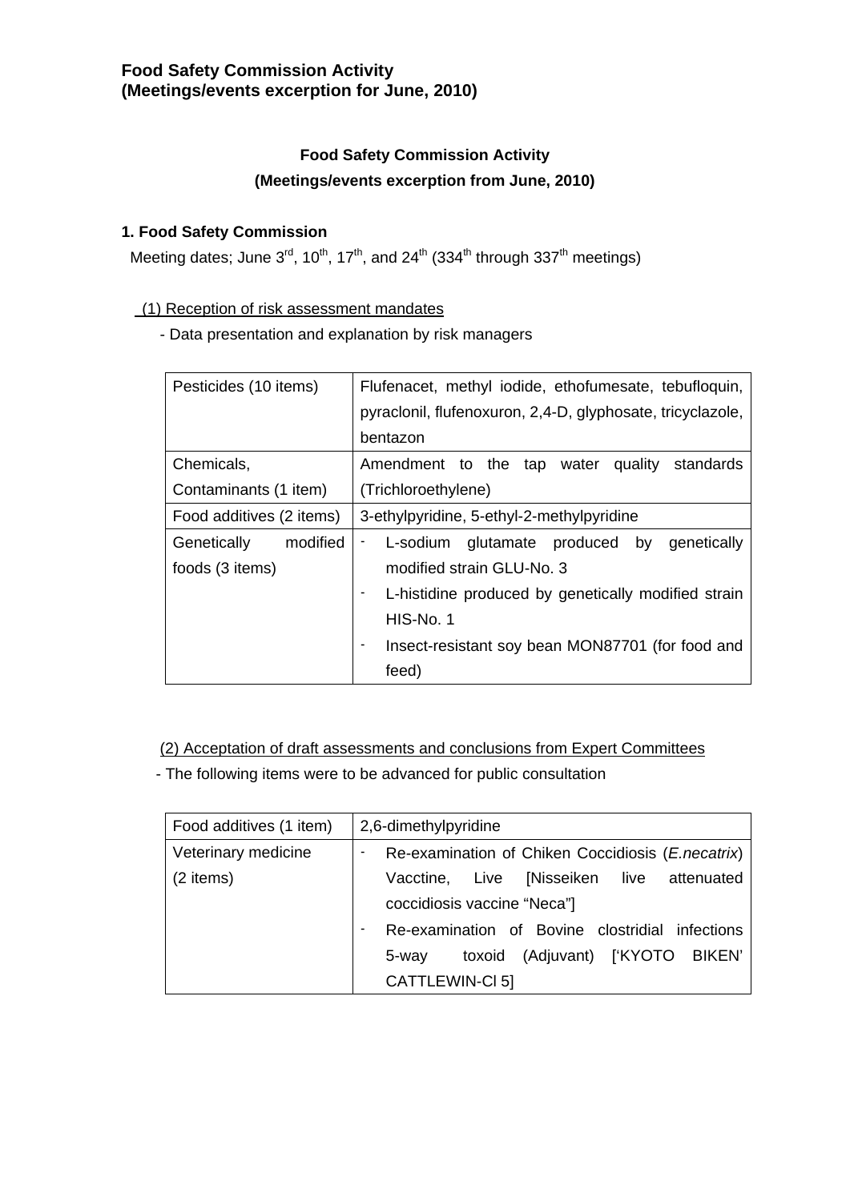**Food Safety Commission Activity**
**(Meetings/events excerption for June, 2010)**

## Food Safety Commission Activity
## (Meetings/events excerption from June, 2010)

### 1. Food Safety Commission

Meeting dates; June 3rd, 10th, 17th, and 24th (334th through 337th meetings)

(1) Reception of risk assessment mandates

- Data presentation and explanation by risk managers

| | |
|---|---|
| Pesticides (10 items) | Flufenacet, methyl iodide, ethofumesate, tebufloquin, pyraclonil, flufenoxuron, 2,4-D, glyphosate, tricyclazole, bentazon |
| Chemicals, Contaminants (1 item) | Amendment to the tap water quality standards (Trichloroethylene) |
| Food additives (2 items) | 3-ethylpyridine, 5-ethyl-2-methylpyridine |
| Genetically modified foods (3 items) | - L-sodium glutamate produced by genetically modified strain GLU-No. 3<br>- L-histidine produced by genetically modified strain HIS-No. 1<br>- Insect-resistant soy bean MON87701 (for food and feed) |

(2) Acceptation of draft assessments and conclusions from Expert Committees

- The following items were to be advanced for public consultation

| | |
|---|---|
| Food additives (1 item) | 2,6-dimethylpyridine |
| Veterinary medicine (2 items) | - Re-examination of Chiken Coccidiosis (*E.necatrix*) Vacctine, Live [Nisseiken live attenuated coccidiosis vaccine "Neca"]<br>- Re-examination of Bovine clostridial infections 5-way toxoid (Adjuvant) ['KYOTO BIKEN' CATTLEWIN-Cl 5] |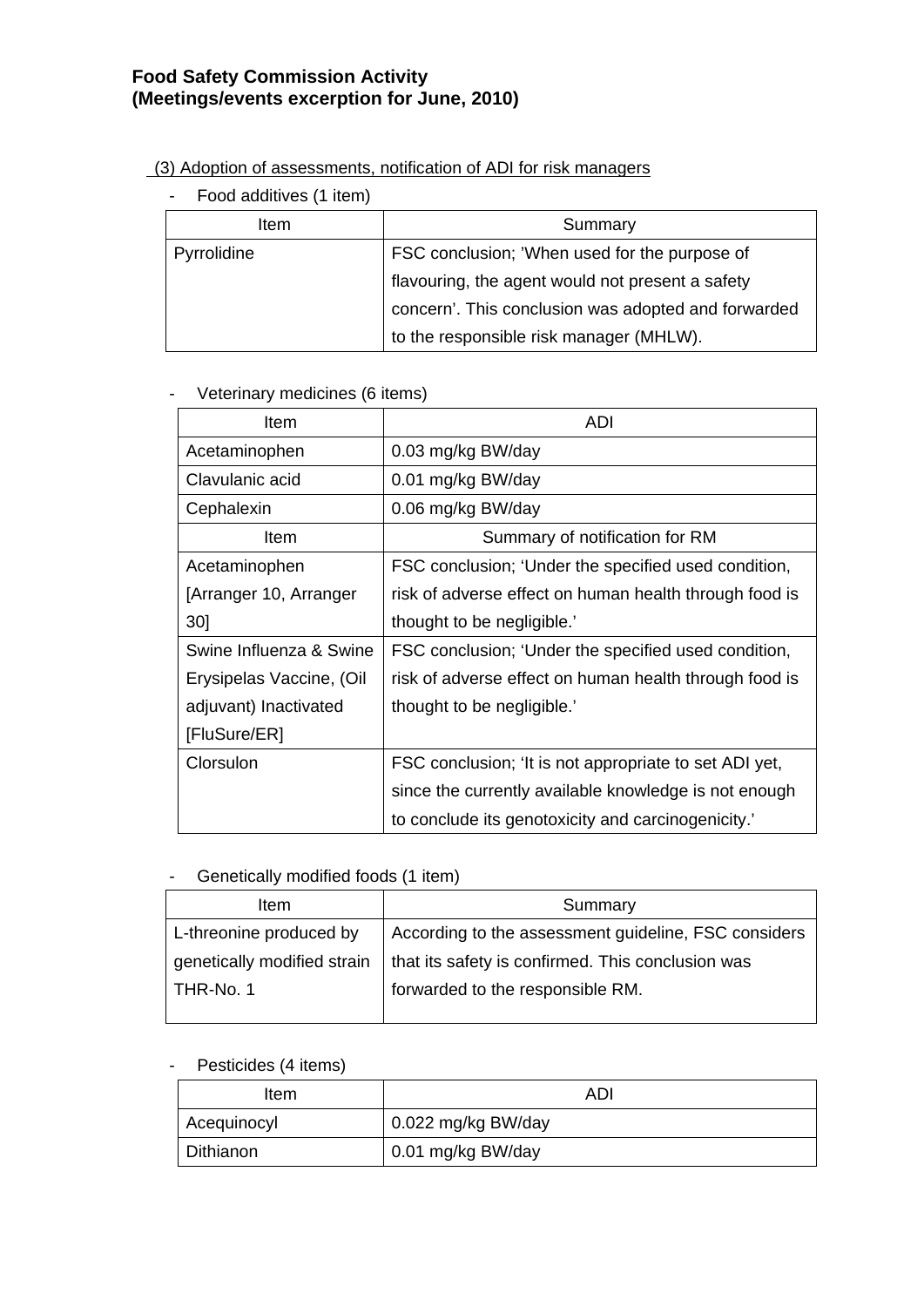**Food Safety Commission Activity**
**(Meetings/events excerption for June, 2010)**

(3) Adoption of assessments, notification of ADI for risk managers

- Food additives (1 item)

| Item | Summary |
| --- | --- |
| Pyrrolidine | FSC conclusion; 'When used for the purpose of flavouring, the agent would not present a safety concern'. This conclusion was adopted and forwarded to the responsible risk manager (MHLW). |

- Veterinary medicines (6 items)

| Item | ADI |
| --- | --- |
| Acetaminophen | 0.03 mg/kg BW/day |
| Clavulanic acid | 0.01 mg/kg BW/day |
| Cephalexin | 0.06 mg/kg BW/day |
| **Item** | **Summary of notification for RM** |
| Acetaminophen [Arranger 10, Arranger 30] | FSC conclusion; 'Under the specified used condition, risk of adverse effect on human health through food is thought to be negligible.' |
| Swine Influenza & Swine Erysipelas Vaccine, (Oil adjuvant) Inactivated [FluSure/ER] | FSC conclusion; 'Under the specified used condition, risk of adverse effect on human health through food is thought to be negligible.' |
| Clorsulon | FSC conclusion; 'It is not appropriate to set ADI yet, since the currently available knowledge is not enough to conclude its genotoxicity and carcinogenicity.' |

- Genetically modified foods (1 item)

| Item | Summary |
| --- | --- |
| L-threonine produced by genetically modified strain THR-No. 1 | According to the assessment guideline, FSC considers that its safety is confirmed. This conclusion was forwarded to the responsible RM. |

- Pesticides (4 items)

| Item | ADI |
| --- | --- |
| Acequinocyl | 0.022 mg/kg BW/day |
| Dithianon | 0.01 mg/kg BW/day |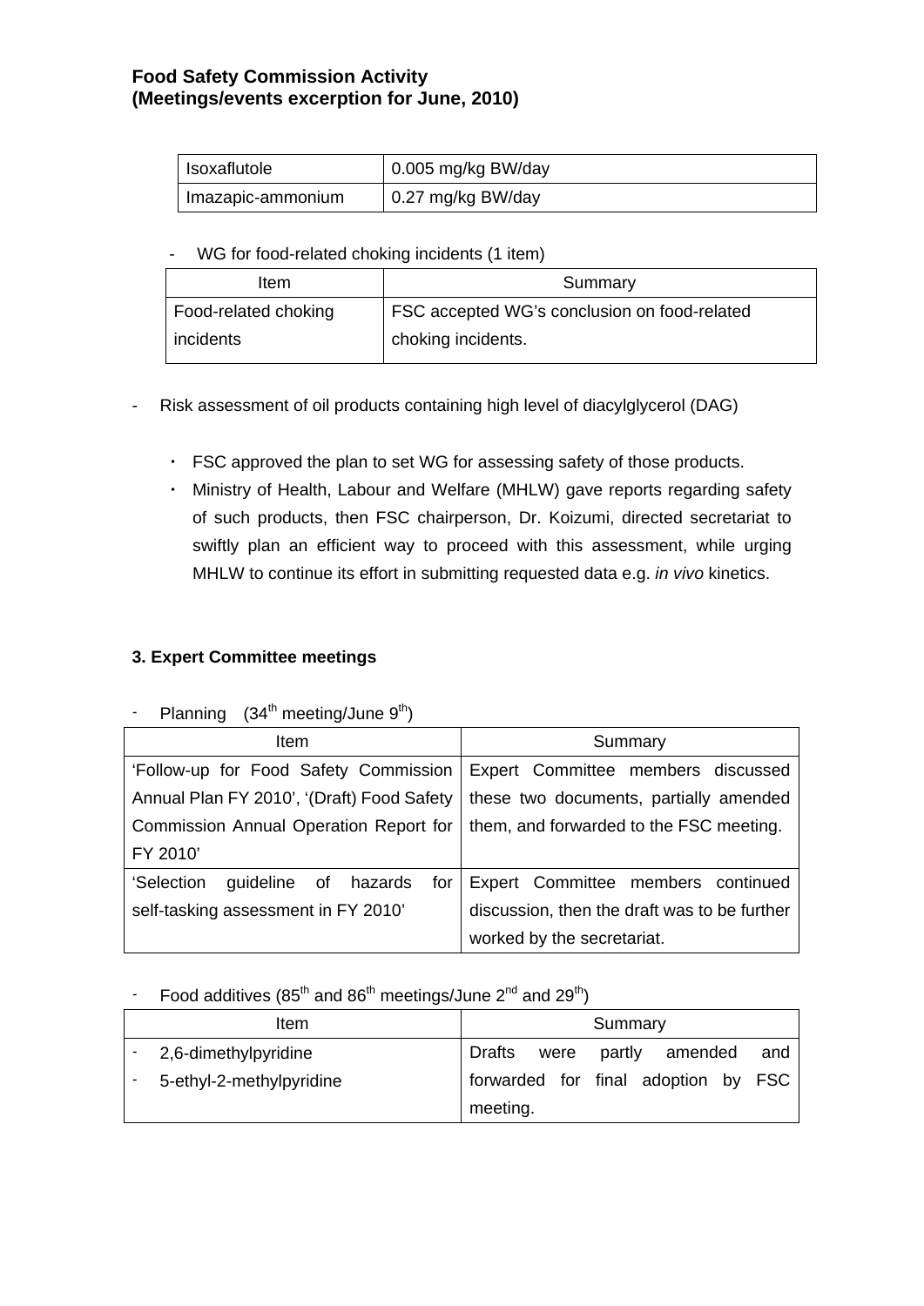**Food Safety Commission Activity**
**(Meetings/events excerption for June, 2010)**

| Isoxaflutole | 0.005 mg/kg BW/day |
|---|---|
| Imazapic-ammonium | 0.27 mg/kg BW/day |

- WG for food-related choking incidents (1 item)

| Item | Summary |
|---|---|
| Food-related choking incidents | FSC accepted WG's conclusion on food-related choking incidents. |

- Risk assessment of oil products containing high level of diacylglycerol (DAG)

  - FSC approved the plan to set WG for assessing safety of those products.
  - Ministry of Health, Labour and Welfare (MHLW) gave reports regarding safety of such products, then FSC chairperson, Dr. Koizumi, directed secretariat to swiftly plan an efficient way to proceed with this assessment, while urging MHLW to continue its effort in submitting requested data e.g. *in vivo* kinetics.

### 3. Expert Committee meetings

- Planning (34th meeting/June 9th)

| Item | Summary |
|---|---|
| 'Follow-up for Food Safety Commission Annual Plan FY 2010', '(Draft) Food Safety Commission Annual Operation Report for FY 2010' | Expert Committee members discussed these two documents, partially amended them, and forwarded to the FSC meeting. |
| 'Selection guideline of hazards for self-tasking assessment in FY 2010' | Expert Committee members continued discussion, then the draft was to be further worked by the secretariat. |

- Food additives (85th and 86th meetings/June 2nd and 29th)

| Item | Summary |
|---|---|
| - 2,6-dimethylpyridine<br>- 5-ethyl-2-methylpyridine | Drafts were partly amended and forwarded for final adoption by FSC meeting. |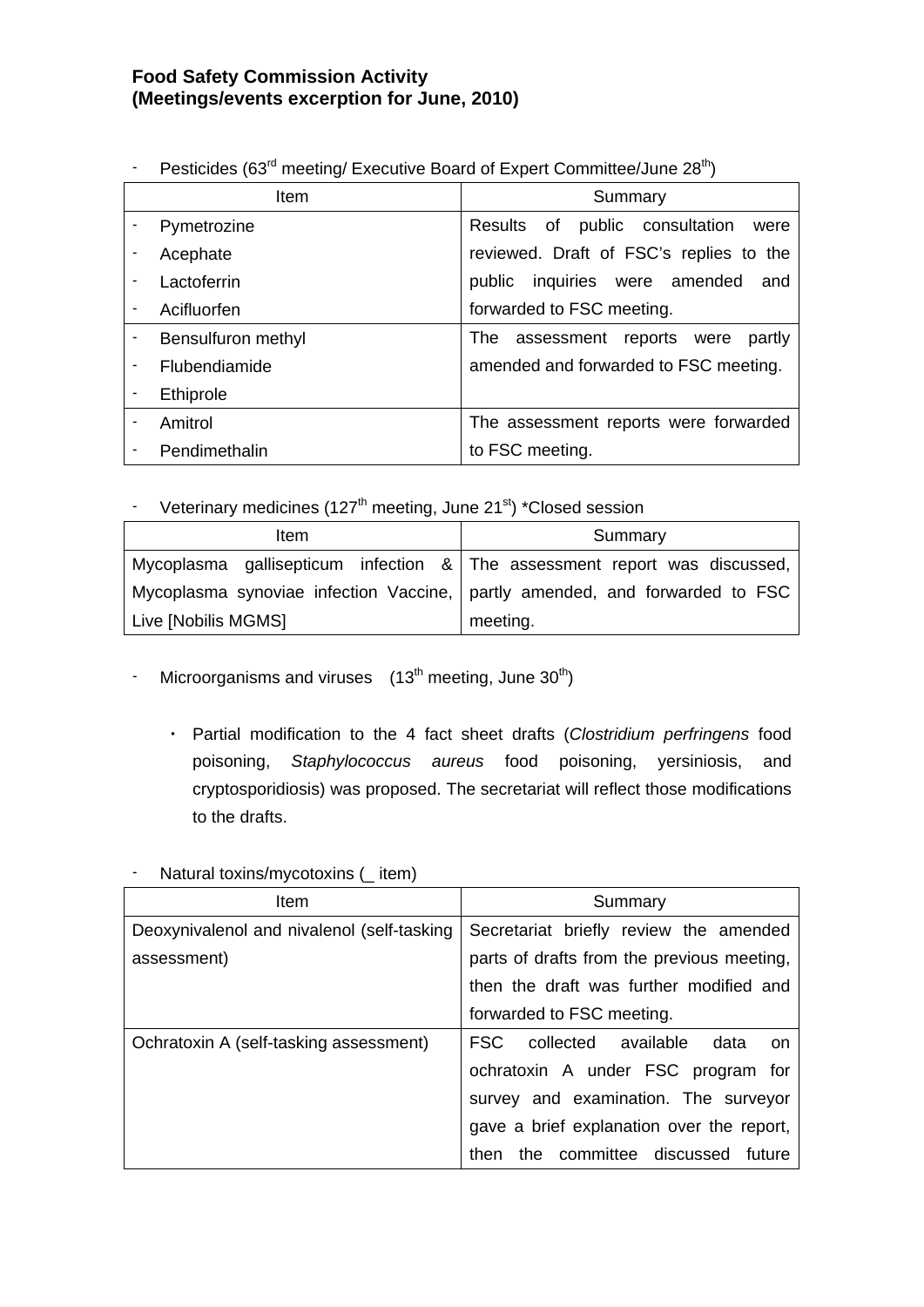**Food Safety Commission Activity**
**(Meetings/events excerption for June, 2010)**

- Pesticides (63rd meeting/ Executive Board of Expert Committee/June 28th)

| Item | Summary |
|---|---|
| - Pymetrozine<br>- Acephate<br>- Lactoferrin<br>- Acifluorfen | Results of public consultation were reviewed. Draft of FSC's replies to the public inquiries were amended and forwarded to FSC meeting. |
| - Bensulfuron methyl<br>- Flubendiamide<br>- Ethiprole | The assessment reports were partly amended and forwarded to FSC meeting. |
| - Amitrol<br>- Pendimethalin | The assessment reports were forwarded to FSC meeting. |

- Veterinary medicines (127th meeting, June 21st) *Closed session

| Item | Summary |
|---|---|
| Mycoplasma gallisepticum infection & Mycoplasma synoviae infection Vaccine, Live [Nobilis MGMS] | The assessment report was discussed, partly amended, and forwarded to FSC meeting. |

- Microorganisms and viruses (13th meeting, June 30th)

  - Partial modification to the 4 fact sheet drafts (*Clostridium perfringens* food poisoning, *Staphylococcus aureus* food poisoning, yersiniosis, and cryptosporidiosis) was proposed. The secretariat will reflect those modifications to the drafts.

- Natural toxins/mycotoxins (_ item)

| Item | Summary |
|---|---|
| Deoxynivalenol and nivalenol (self-tasking assessment) | Secretariat briefly review the amended parts of drafts from the previous meeting, then the draft was further modified and forwarded to FSC meeting. |
| Ochratoxin A (self-tasking assessment) | FSC collected available data on ochratoxin A under FSC program for survey and examination. The surveyor gave a brief explanation over the report, then the committee discussed future |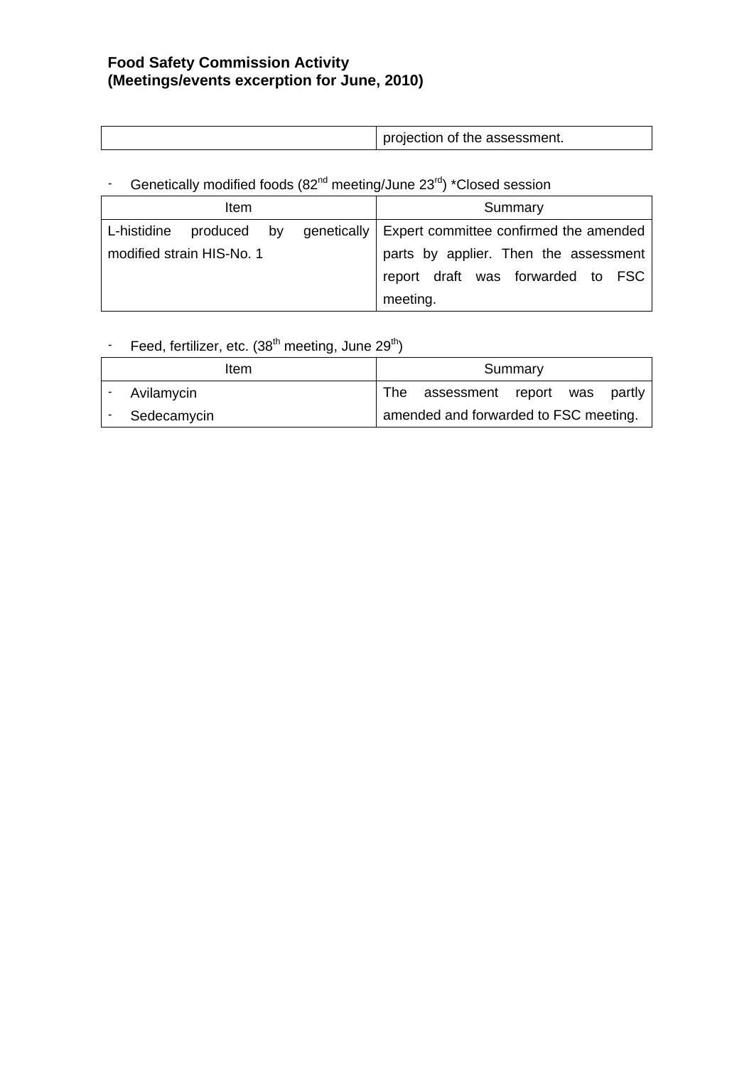**Food Safety Commission Activity**
**(Meetings/events excerption for June, 2010)**

| | |
|---|---|
| | projection of the assessment. |

- Genetically modified foods (82nd meeting/June 23rd) *Closed session

| Item | Summary |
|---|---|
| L-histidine produced by genetically modified strain HIS-No. 1 | Expert committee confirmed the amended parts by applier. Then the assessment report draft was forwarded to FSC meeting. |

- Feed, fertilizer, etc. (38th meeting, June 29th)

| Item | Summary |
|---|---|
| - Avilamycin<br>- Sedecamycin | The assessment report was partly amended and forwarded to FSC meeting. |